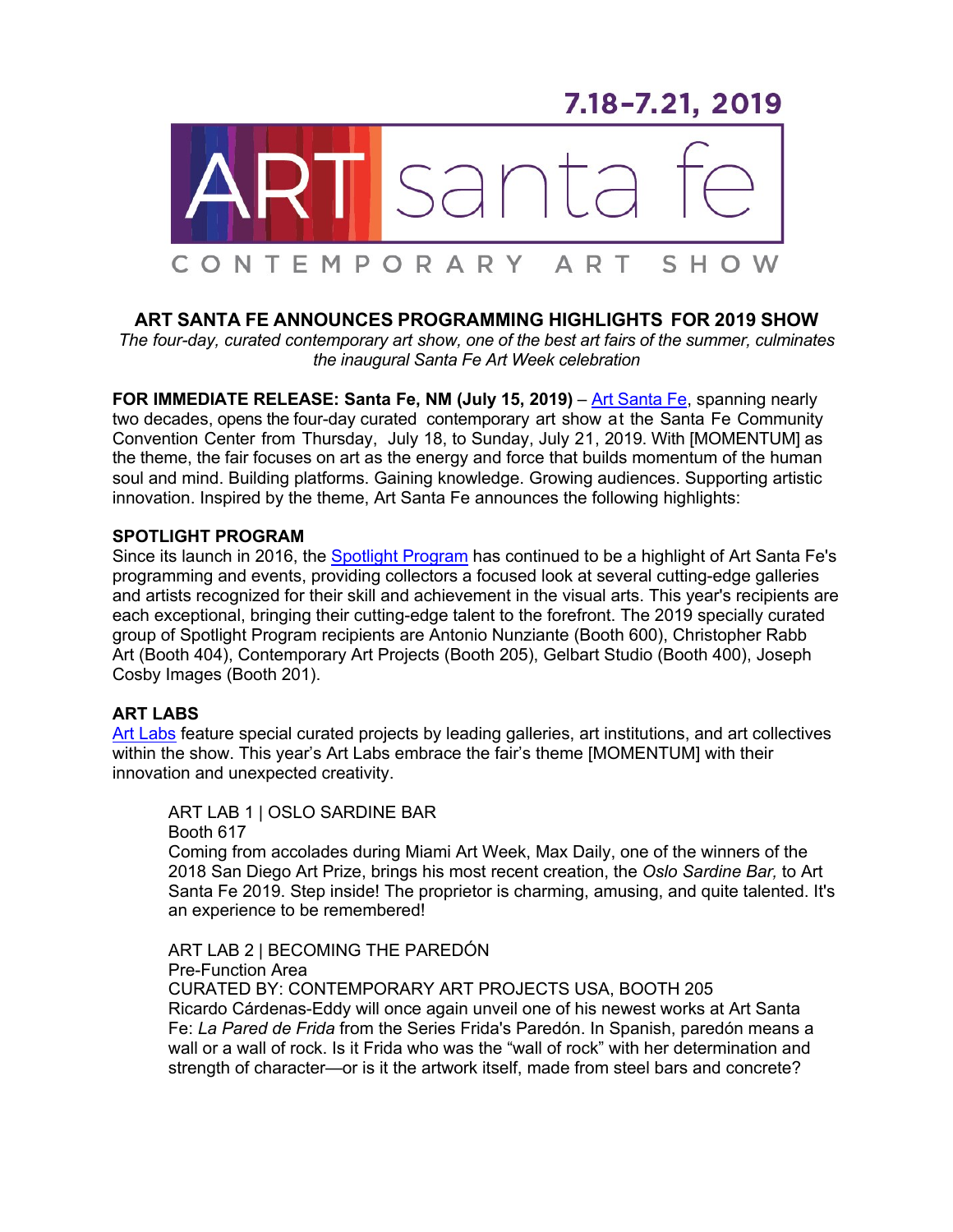7.18-7.21, 2019

ART santa fe

CONTEMPORARY ART SHOW

## ART SANTA FE ANNOUNCES PROGRAMMING HIGHLIGHTS FOR 2019 SHOW

*The four-day, curated contemporary art show, one of the best art fairs of the summer, culminates the inaugural Santa Fe Art Week celebration*

**FOR IMMEDIATE RELEASE: Santa Fe, NM (July 15, 2019)** – Art Santa Fe, spanning nearly two decades, opens the four-day curated contemporary art show at the Santa Fe Community Convention Center from Thursday, July 18, to Sunday, July 21, 2019. With [MOMENTUM] as the theme, the fair focuses on art as the energy and force that builds momentum of the human soul and mind. Building platforms. Gaining knowledge. Growing audiences. Supporting artistic innovation. Inspired by the theme, Art Santa Fe announces the following highlights:

### SPOTLIGHT PROGRAM

Since its launch in 2016, the Spotlight Program has continued to be a highlight of Art Santa Fe's programming and events, providing collectors a focused look at several cutting-edge galleries and artists recognized for their skill and achievement in the visual arts. This year's recipients are each exceptional, bringing their cutting-edge talent to the forefront. The 2019 specially curated group of Spotlight Program recipients are Antonio Nunziante (Booth 600), Christopher Rabb Art (Booth 404), Contemporary Art Projects (Booth 205), Gelbart Studio (Booth 400), Joseph Cosby Images (Booth 201).

### ART LABS

Art Labs feature special curated projects by leading galleries, art institutions, and art collectives within the show. This year's Art Labs embrace the fair's theme [MOMENTUM] with their innovation and unexpected creativity.

ART LAB 1 | OSLO SARDINE BAR
Booth 617
Coming from accolades during Miami Art Week, Max Daily, one of the winners of the 2018 San Diego Art Prize, brings his most recent creation, the *Oslo Sardine Bar,* to Art Santa Fe 2019. Step inside! The proprietor is charming, amusing, and quite talented. It's an experience to be remembered!

ART LAB 2 | BECOMING THE PAREDÓN
Pre-Function Area
CURATED BY: CONTEMPORARY ART PROJECTS USA, BOOTH 205
Ricardo Cárdenas-Eddy will once again unveil one of his newest works at Art Santa Fe: *La Pared de Frida* from the Series Frida's Paredón. In Spanish, paredón means a wall or a wall of rock. Is it Frida who was the "wall of rock" with her determination and strength of character—or is it the artwork itself, made from steel bars and concrete?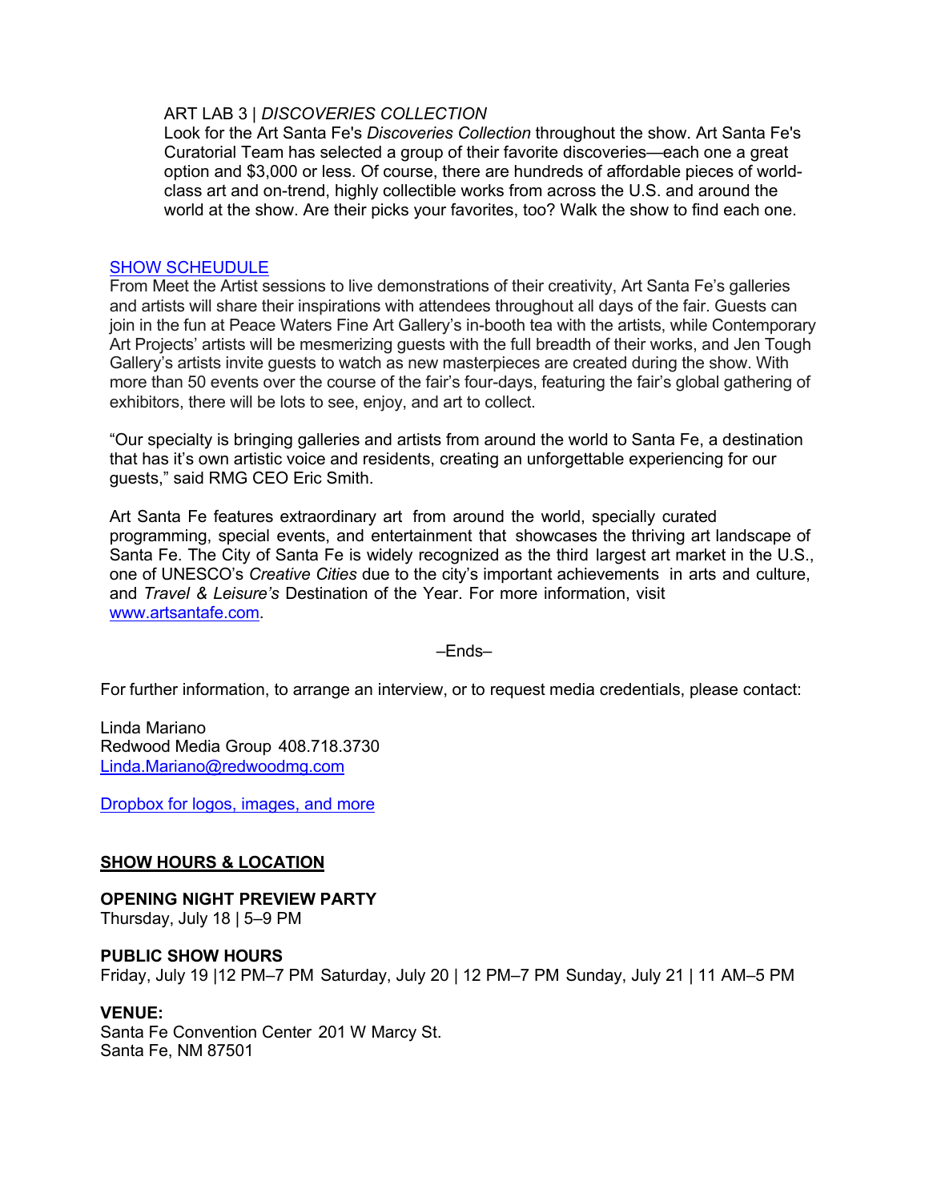ART LAB 3 | *DISCOVERIES COLLECTION*
Look for the Art Santa Fe's *Discoveries Collection* throughout the show. Art Santa Fe's Curatorial Team has selected a group of their favorite discoveries—each one a great option and $3,000 or less. Of course, there are hundreds of affordable pieces of world-class art and on-trend, highly collectible works from across the U.S. and around the world at the show. Are their picks your favorites, too? Walk the show to find each one.

[SHOW SCHEUDULE]
From Meet the Artist sessions to live demonstrations of their creativity, Art Santa Fe's galleries and artists will share their inspirations with attendees throughout all days of the fair. Guests can join in the fun at Peace Waters Fine Art Gallery's in-booth tea with the artists, while Contemporary Art Projects' artists will be mesmerizing guests with the full breadth of their works, and Jen Tough Gallery's artists invite guests to watch as new masterpieces are created during the show. With more than 50 events over the course of the fair's four-days, featuring the fair's global gathering of exhibitors, there will be lots to see, enjoy, and art to collect.

"Our specialty is bringing galleries and artists from around the world to Santa Fe, a destination that has it's own artistic voice and residents, creating an unforgettable experiencing for our guests," said RMG CEO Eric Smith.

Art Santa Fe features extraordinary art from around the world, specially curated programming, special events, and entertainment that showcases the thriving art landscape of Santa Fe. The City of Santa Fe is widely recognized as the third largest art market in the U.S., one of UNESCO's *Creative Cities* due to the city's important achievements in arts and culture, and *Travel & Leisure's* Destination of the Year. For more information, visit www.artsantafe.com.

–Ends–

For further information, to arrange an interview, or to request media credentials, please contact:

Linda Mariano
Redwood Media Group 408.718.3730
Linda.Mariano@redwoodmg.com

Dropbox for logos, images, and more

**SHOW HOURS & LOCATION**

**OPENING NIGHT PREVIEW PARTY**
Thursday, July 18 | 5–9 PM

**PUBLIC SHOW HOURS**
Friday, July 19 |12 PM–7 PM Saturday, July 20 | 12 PM–7 PM Sunday, July 21 | 11 AM–5 PM

**VENUE:**
Santa Fe Convention Center 201 W Marcy St.
Santa Fe, NM 87501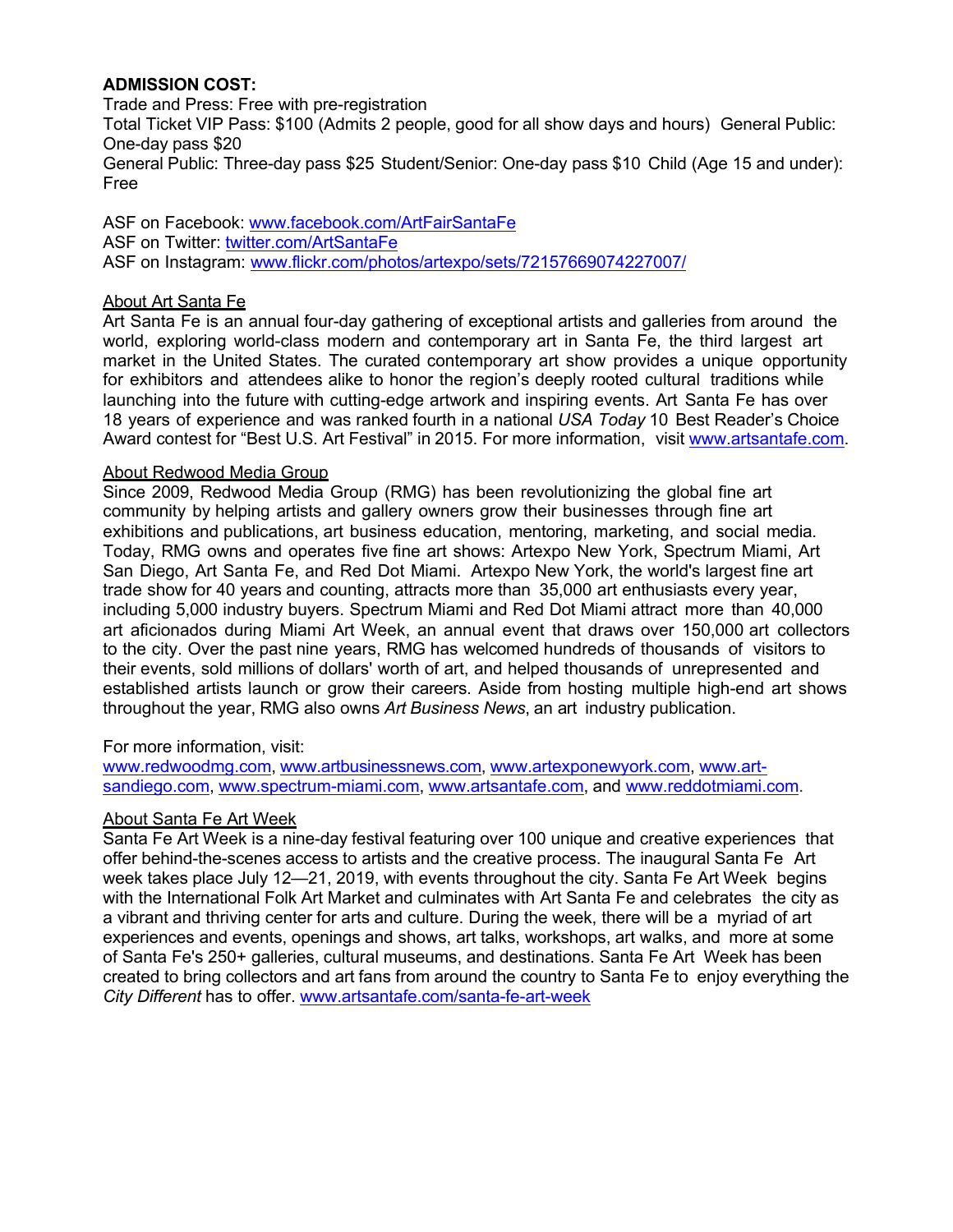**ADMISSION COST:**

Trade and Press: Free with pre-registration
Total Ticket VIP Pass: $100 (Admits 2 people, good for all show days and hours) General Public: One-day pass $20
General Public: Three-day pass $25 Student/Senior: One-day pass $10 Child (Age 15 and under): Free

ASF on Facebook: www.facebook.com/ArtFairSantaFe
ASF on Twitter: twitter.com/ArtSantaFe
ASF on Instagram: www.flickr.com/photos/artexpo/sets/72157669074227007/

About Art Santa Fe

Art Santa Fe is an annual four-day gathering of exceptional artists and galleries from around the world, exploring world-class modern and contemporary art in Santa Fe, the third largest art market in the United States. The curated contemporary art show provides a unique opportunity for exhibitors and attendees alike to honor the region's deeply rooted cultural traditions while launching into the future with cutting-edge artwork and inspiring events. Art Santa Fe has over 18 years of experience and was ranked fourth in a national *USA Today* 10 Best Reader's Choice Award contest for "Best U.S. Art Festival" in 2015. For more information, visit www.artsantafe.com.

About Redwood Media Group

Since 2009, Redwood Media Group (RMG) has been revolutionizing the global fine art community by helping artists and gallery owners grow their businesses through fine art exhibitions and publications, art business education, mentoring, marketing, and social media. Today, RMG owns and operates five fine art shows: Artexpo New York, Spectrum Miami, Art San Diego, Art Santa Fe, and Red Dot Miami. Artexpo New York, the world's largest fine art trade show for 40 years and counting, attracts more than 35,000 art enthusiasts every year, including 5,000 industry buyers. Spectrum Miami and Red Dot Miami attract more than 40,000 art aficionados during Miami Art Week, an annual event that draws over 150,000 art collectors to the city. Over the past nine years, RMG has welcomed hundreds of thousands of visitors to their events, sold millions of dollars' worth of art, and helped thousands of unrepresented and established artists launch or grow their careers. Aside from hosting multiple high-end art shows throughout the year, RMG also owns *Art Business News*, an art industry publication.

For more information, visit:
www.redwoodmg.com, www.artbusinessnews.com, www.artexponewyork.com, www.art-sandiego.com, www.spectrum-miami.com, www.artsantafe.com, and www.reddotmiami.com.

About Santa Fe Art Week

Santa Fe Art Week is a nine-day festival featuring over 100 unique and creative experiences that offer behind-the-scenes access to artists and the creative process. The inaugural Santa Fe Art week takes place July 12—21, 2019, with events throughout the city. Santa Fe Art Week begins with the International Folk Art Market and culminates with Art Santa Fe and celebrates the city as a vibrant and thriving center for arts and culture. During the week, there will be a myriad of art experiences and events, openings and shows, art talks, workshops, art walks, and more at some of Santa Fe's 250+ galleries, cultural museums, and destinations. Santa Fe Art Week has been created to bring collectors and art fans from around the country to Santa Fe to enjoy everything the *City Different* has to offer. www.artsantafe.com/santa-fe-art-week